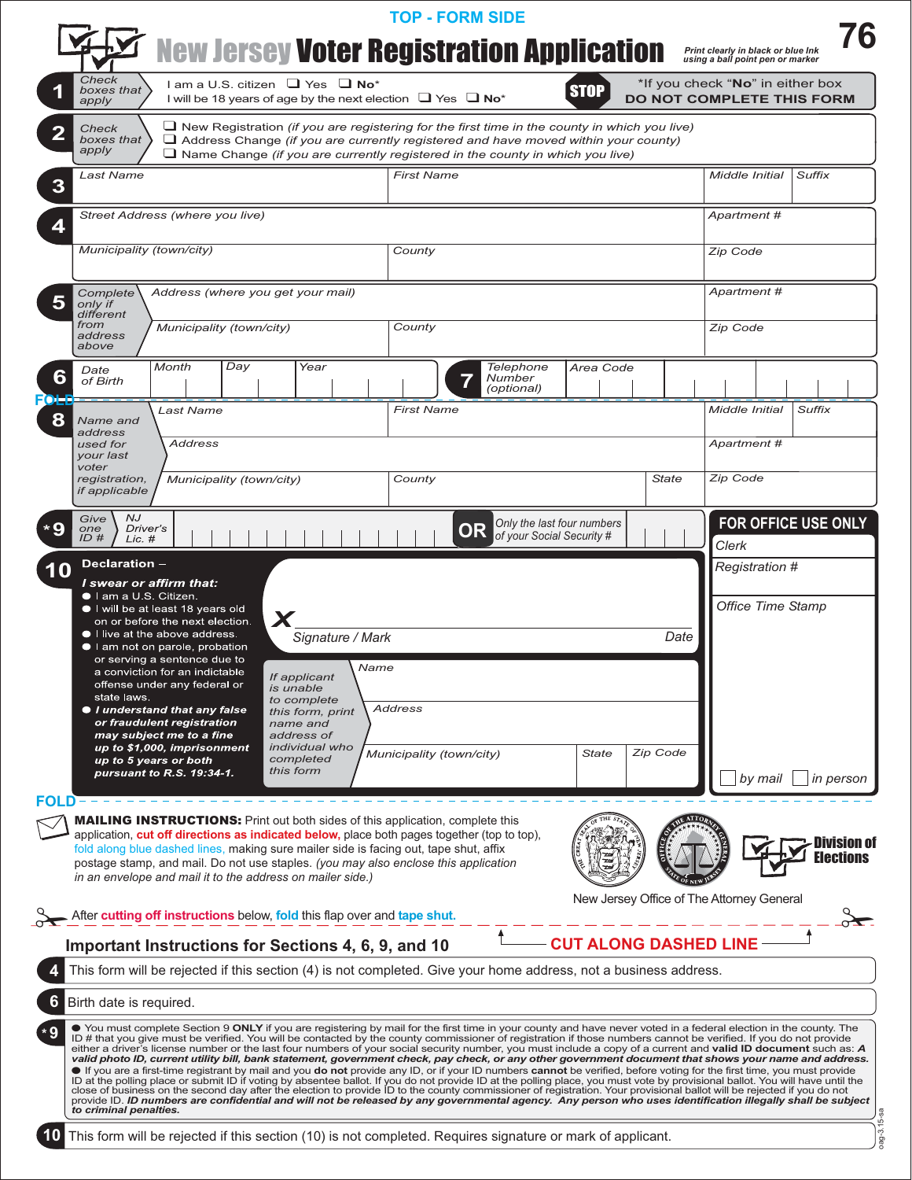TOP - FORM SIDE

# New Jersey Voter Registration Application

*Print clearly in black or blue Ink using a ball point pen or marker*

76

**1** Check boxes that apply

I am a U.S. citizen ❑ Yes ❑ **No***

I will be 18 years of age by the next election ❑ Yes ❑ **No***

**STOP** *If you check "**No**" in either box **DO NOT COMPLETE THIS FORM**

**2** Check boxes that apply

❑ New Registration *(if you are registering for the first time in the county in which you live)*

❑ Address Change *(if you are currently registered and have moved within your county)*

❑ Name Change *(if you are currently registered in the county in which you live)*

**3** Last Name | First Name | Middle Initial | Suffix

**4** Street Address (where you live) | Apartment #

Municipality (town/city) | County | Zip Code

**5** Complete only if different from address above

Address (where you get your mail) | Apartment #

Municipality (town/city) | County | Zip Code

**6** Date of Birth — Month | Day | Year

**7** Telephone Number (optional) — Area Code

FOLD

**8** Name and address used for your last voter registration, if applicable

Last Name | First Name | Middle Initial | Suffix

Address | Apartment #

Municipality (town/city) | County | State | Zip Code

***9** Give one ID # — NJ Driver's Lic. # **OR** Only the last four numbers of your Social Security #

**FOR OFFICE USE ONLY**

Clerk

Registration #

Office Time Stamp

❑ by mail ❑ in person

**10** **Declaration –**

***I swear or affirm that:***

- I am a U.S. Citizen.
- I will be at least 18 years old on or before the next election.
- I live at the above address.
- I am not on parole, probation or serving a sentence due to a conviction for an indictable offense under any federal or state laws.
- ***I understand that any false or fraudulent registration may subject me to a fine up to $1,000, imprisonment up to 5 years or both pursuant to R.S. 19:34-1.***

X Signature / Mark | Date

*If applicant is unable to complete this form, print name and address of individual who completed this form*

Name

Address

Municipality (town/city) | State | Zip Code

FOLD

**MAILING INSTRUCTIONS:** Print out both sides of this application, complete this application, cut off directions as indicated below, place both pages together (top to top), fold along blue dashed lines, making sure mailer side is facing out, tape shut, affix postage stamp, and mail. Do not use staples. *(you may also enclose this application in an envelope and mail it to the address on mailer side.)*

Division of Elections

New Jersey Office of The Attorney General

After cutting off instructions below, fold this flap over and tape shut.

CUT ALONG DASHED LINE

## Important Instructions for Sections 4, 6, 9, and 10

**4** This form will be rejected if this section (4) is not completed. Give your home address, not a business address.

**6** Birth date is required.

***9**

- You must complete Section 9 **ONLY** if you are registering by mail for the first time in your county and have never voted in a federal election in the county. The ID # that you give must be verified. You will be contacted by the county commissioner of registration if those numbers cannot be verified. If you do not provide either a driver's license number or the last four numbers of your social security number, you must include a copy of a current and **valid ID document** such as: ***A valid photo ID, current utility bill, bank statement, government check, pay check, or any other government document that shows your name and address.***
- If you are a first-time registrant by mail and you **do not** provide any ID, or if your ID numbers **cannot** be verified, before voting for the first time, you must provide ID at the polling place or submit ID if voting by absentee ballot. If you do not provide ID at the polling place, you must vote by provisional ballot. You will have until the close of business on the second day after the election to provide ID to the county commissioner of registration. Your provisional ballot will be rejected if you do not provide ID. ***ID numbers are confidential and will not be released by any governmental agency. Any person who uses identification illegally shall be subject to criminal penalties.***

**10** This form will be rejected if this section (10) is not completed. Requires signature or mark of applicant.

oag-3.15-sa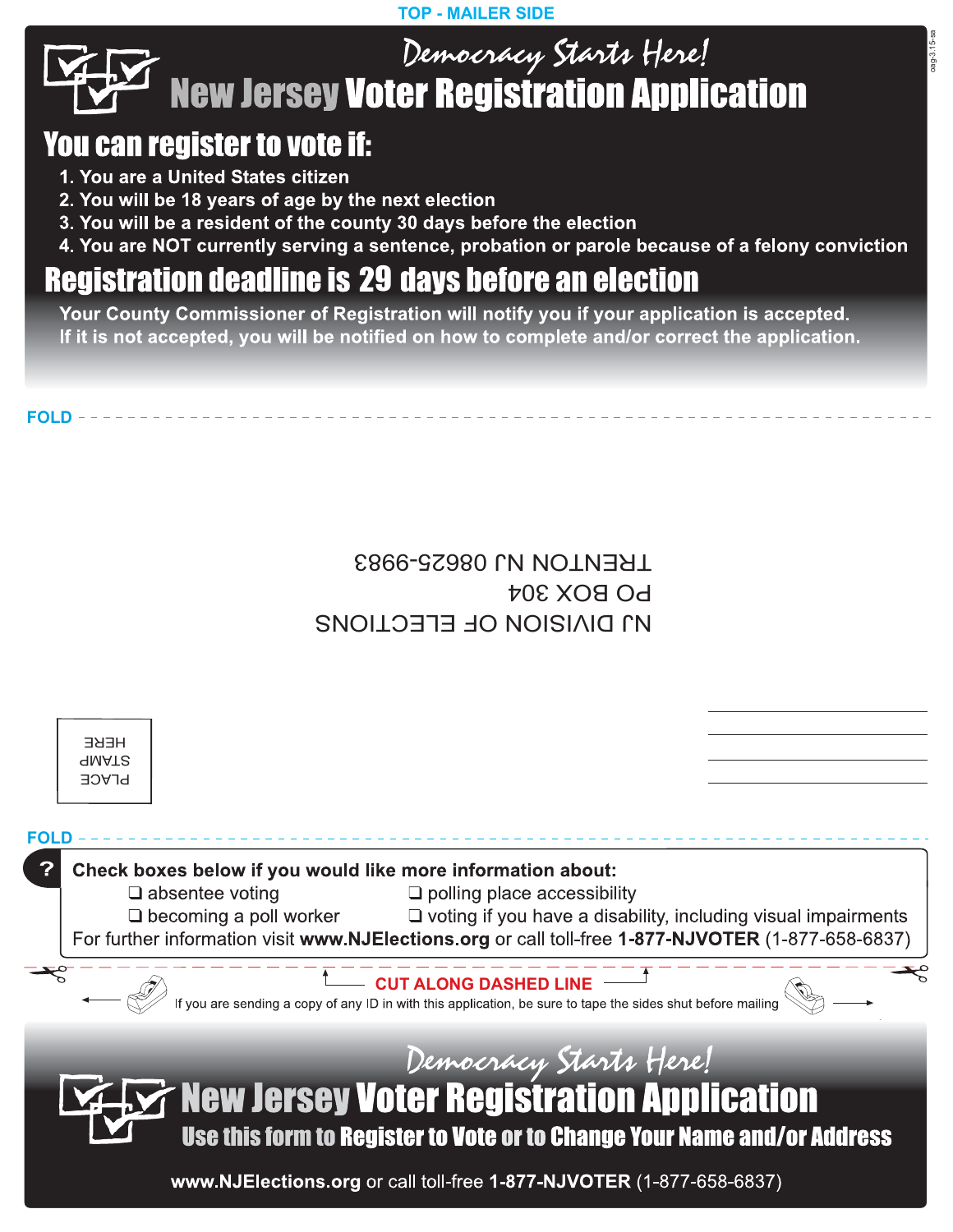TOP - MAILER SIDE

*Democracy Starts Here!*

# New Jersey Voter Registration Application

## You can register to vote if:

1. You are a United States citizen
2. You will be 18 years of age by the next election
3. You will be a resident of the county 30 days before the election
4. You are NOT currently serving a sentence, probation or parole because of a felony conviction

## Registration deadline is 29 days before an election

**Your County Commissioner of Registration will notify you if your application is accepted. If it is not accepted, you will be notified on how to complete and/or correct the application.**

FOLD

NJ DIVISION OF ELECTIONS
PO BOX 304
TRENTON NJ 08625-9983

PLACE
STAMP
HERE

FOLD

**Check boxes below if you would like more information about:**

- ❑ absentee voting
- ❑ polling place accessibility
- ❑ becoming a poll worker
- ❑ voting if you have a disability, including visual impairments

For further information visit **www.NJElections.org** or call toll-free **1-877-NJVOTER** (1-877-658-6837)

CUT ALONG DASHED LINE

If you are sending a copy of any ID in with this application, be sure to tape the sides shut before mailing

*Democracy Starts Here!*

# New Jersey Voter Registration Application

## Use this form to Register to Vote or to Change Your Name and/or Address

**www.NJElections.org** or call toll-free **1-877-NJVOTER** (1-877-658-6837)